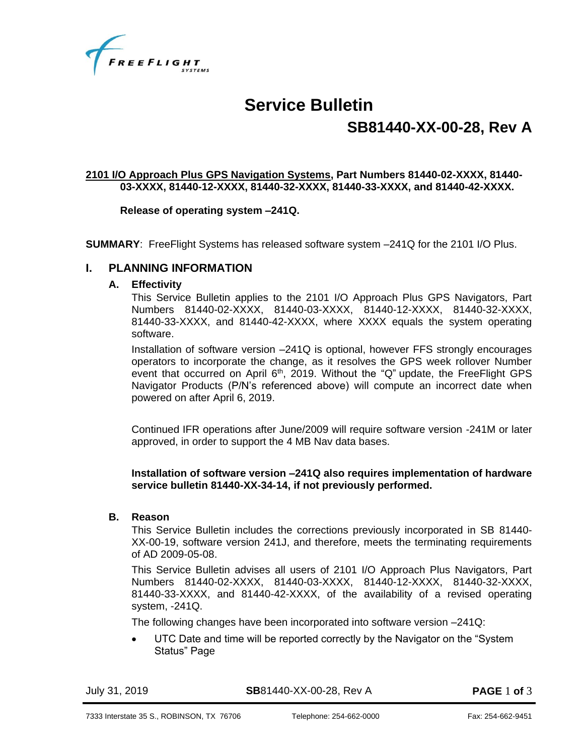FREEFLIGHT SYSTEMS

# Service Bulletin

## SB81440-XX-00-28, Rev A

**2101 I/O Approach Plus GPS Navigation Systems, Part Numbers 81440-02-XXXX, 81440-03-XXXX, 81440-12-XXXX, 81440-32-XXXX, 81440-33-XXXX, and 81440-42-XXXX.**

**Release of operating system –241Q.**

**SUMMARY**: FreeFlight Systems has released software system –241Q for the 2101 I/O Plus.

## I. PLANNING INFORMATION

### A. Effectivity

This Service Bulletin applies to the 2101 I/O Approach Plus GPS Navigators, Part Numbers 81440-02-XXXX, 81440-03-XXXX, 81440-12-XXXX, 81440-32-XXXX, 81440-33-XXXX, and 81440-42-XXXX, where XXXX equals the system operating software.

Installation of software version –241Q is optional, however FFS strongly encourages operators to incorporate the change, as it resolves the GPS week rollover Number event that occurred on April 6th, 2019. Without the "Q" update, the FreeFlight GPS Navigator Products (P/N's referenced above) will compute an incorrect date when powered on after April 6, 2019.

Continued IFR operations after June/2009 will require software version -241M or later approved, in order to support the 4 MB Nav data bases.

**Installation of software version –241Q also requires implementation of hardware service bulletin 81440-XX-34-14, if not previously performed.**

### B. Reason

This Service Bulletin includes the corrections previously incorporated in SB 81440-XX-00-19, software version 241J, and therefore, meets the terminating requirements of AD 2009-05-08.

This Service Bulletin advises all users of 2101 I/O Approach Plus Navigators, Part Numbers 81440-02-XXXX, 81440-03-XXXX, 81440-12-XXXX, 81440-32-XXXX, 81440-33-XXXX, and 81440-42-XXXX, of the availability of a revised operating system, -241Q.

The following changes have been incorporated into software version –241Q:

- UTC Date and time will be reported correctly by the Navigator on the "System Status" Page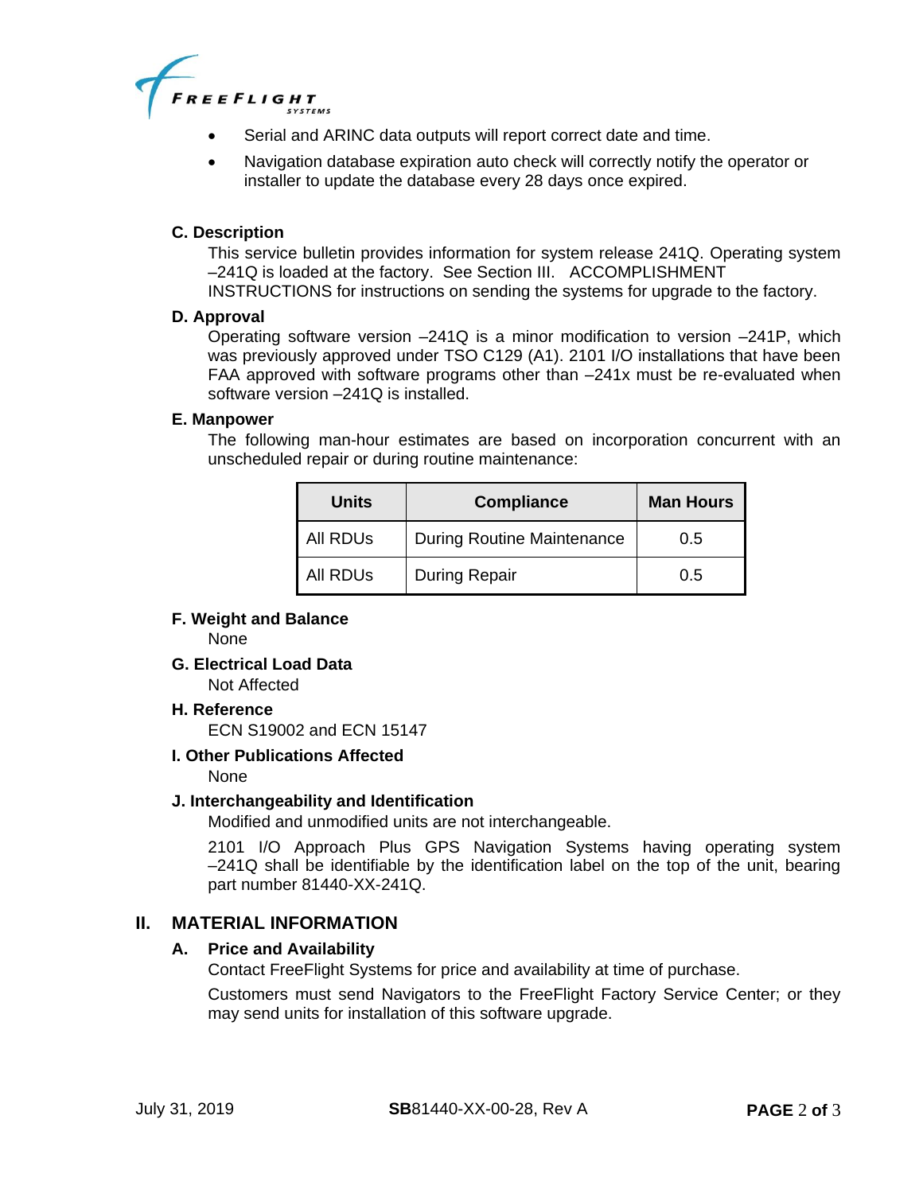- Serial and ARINC data outputs will report correct date and time.
- Navigation database expiration auto check will correctly notify the operator or installer to update the database every 28 days once expired.

**C. Description**

This service bulletin provides information for system release 241Q. Operating system –241Q is loaded at the factory. See Section III. ACCOMPLISHMENT INSTRUCTIONS for instructions on sending the systems for upgrade to the factory.

**D. Approval**

Operating software version –241Q is a minor modification to version –241P, which was previously approved under TSO C129 (A1). 2101 I/O installations that have been FAA approved with software programs other than –241x must be re-evaluated when software version –241Q is installed.

**E. Manpower**

The following man-hour estimates are based on incorporation concurrent with an unscheduled repair or during routine maintenance:

| Units | Compliance | Man Hours |
|---|---|---|
| All RDUs | During Routine Maintenance | 0.5 |
| All RDUs | During Repair | 0.5 |

**F. Weight and Balance**

None

**G. Electrical Load Data**

Not Affected

**H. Reference**

ECN S19002 and ECN 15147

**I. Other Publications Affected**

None

**J. Interchangeability and Identification**

Modified and unmodified units are not interchangeable.

2101 I/O Approach Plus GPS Navigation Systems having operating system –241Q shall be identifiable by the identification label on the top of the unit, bearing part number 81440-XX-241Q.

## II. MATERIAL INFORMATION

### A. Price and Availability

Contact FreeFlight Systems for price and availability at time of purchase.

Customers must send Navigators to the FreeFlight Factory Service Center; or they may send units for installation of this software upgrade.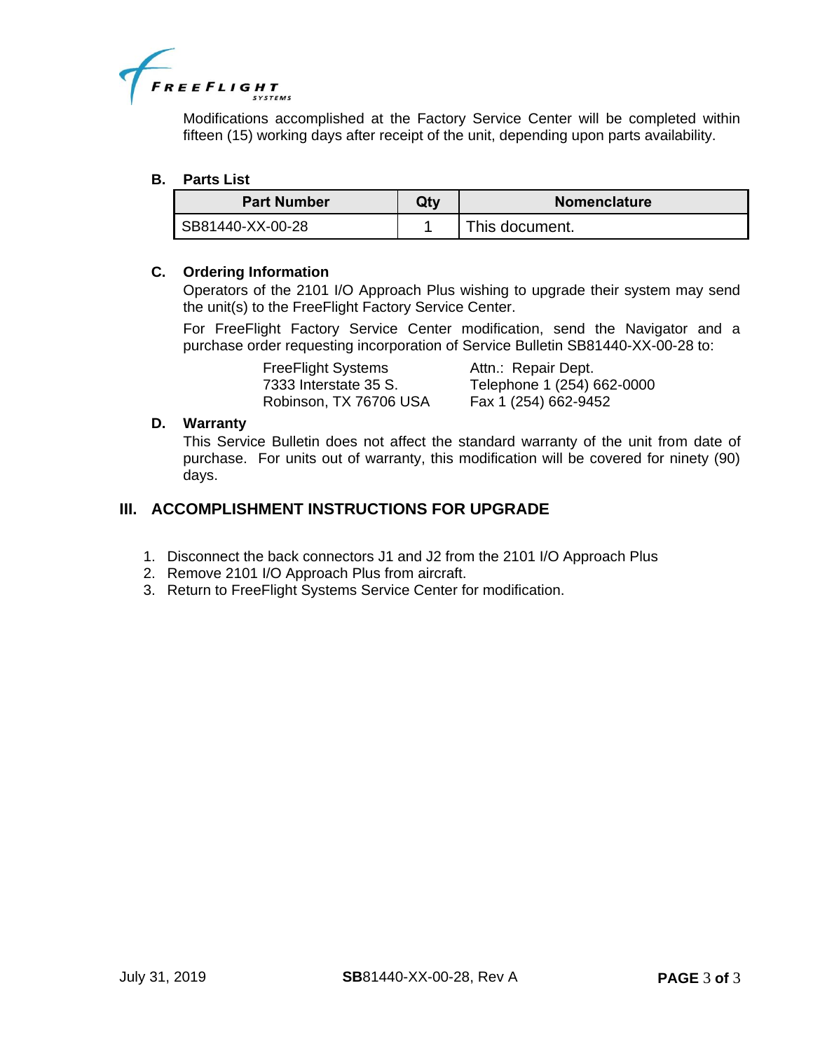Modifications accomplished at the Factory Service Center will be completed within fifteen (15) working days after receipt of the unit, depending upon parts availability.

### B. Parts List

| Part Number | Qty | Nomenclature |
|---|---|---|
| SB81440-XX-00-28 | 1 | This document. |

### C. Ordering Information

Operators of the 2101 I/O Approach Plus wishing to upgrade their system may send the unit(s) to the FreeFlight Factory Service Center.

For FreeFlight Factory Service Center modification, send the Navigator and a purchase order requesting incorporation of Service Bulletin SB81440-XX-00-28 to:

FreeFlight Systems
7333 Interstate 35 S.
Robinson, TX 76706 USA

Attn.: Repair Dept.
Telephone 1 (254) 662-0000
Fax 1 (254) 662-9452

### D. Warranty

This Service Bulletin does not affect the standard warranty of the unit from date of purchase. For units out of warranty, this modification will be covered for ninety (90) days.

## III. ACCOMPLISHMENT INSTRUCTIONS FOR UPGRADE

1. Disconnect the back connectors J1 and J2 from the 2101 I/O Approach Plus
2. Remove 2101 I/O Approach Plus from aircraft.
3. Return to FreeFlight Systems Service Center for modification.